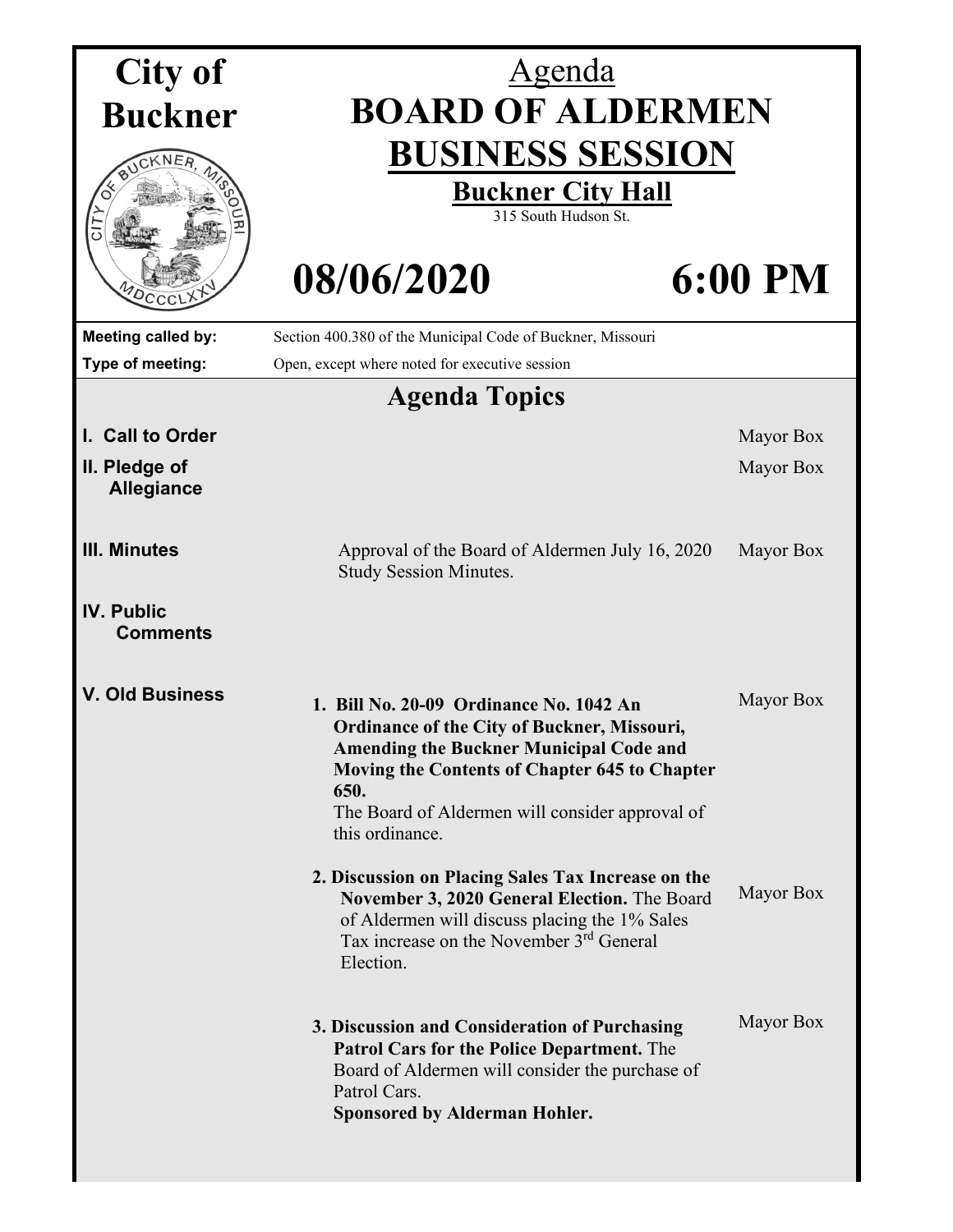# City of Buckner

## Agenda
# BOARD OF ALDERMEN BUSINESS SESSION

**Buckner City Hall**
315 South Hudson St.

**08/06/2020 6:00 PM**

| | |
|---|---|
| **Meeting called by:** | Section 400.380 of the Municipal Code of Buckner, Missouri |
| **Type of meeting:** | Open, except where noted for executive session |

## Agenda Topics

| | | |
|---|---|---|
| **I. Call to Order** | | Mayor Box |
| **II. Pledge of Allegiance** | | Mayor Box |
| **III. Minutes** | Approval of the Board of Aldermen July 16, 2020 Study Session Minutes. | Mayor Box |
| **IV. Public Comments** | | |
| **V. Old Business** | **1. Bill No. 20-09 Ordinance No. 1042 An Ordinance of the City of Buckner, Missouri, Amending the Buckner Municipal Code and Moving the Contents of Chapter 645 to Chapter 650.** The Board of Aldermen will consider approval of this ordinance. | Mayor Box |
| | **2. Discussion on Placing Sales Tax Increase on the November 3, 2020 General Election.** The Board of Aldermen will discuss placing the 1% Sales Tax increase on the November 3rd General Election. | Mayor Box |
| | **3. Discussion and Consideration of Purchasing Patrol Cars for the Police Department.** The Board of Aldermen will consider the purchase of Patrol Cars. **Sponsored by Alderman Hohler.** | Mayor Box |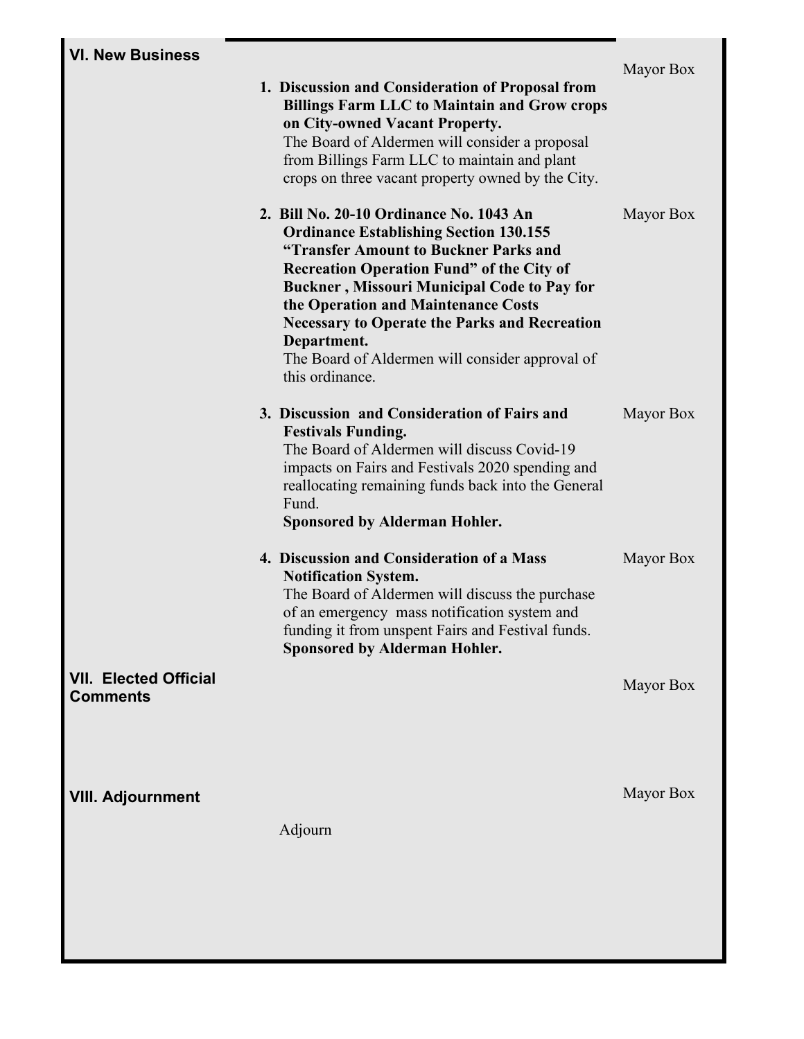## VI. New Business

1. **Discussion and Consideration of Proposal from Billings Farm LLC to Maintain and Grow crops on City-owned Vacant Property.**
   The Board of Aldermen will consider a proposal from Billings Farm LLC to maintain and plant crops on three vacant property owned by the City.
   
   Mayor Box

2. **Bill No. 20-10 Ordinance No. 1043 An Ordinance Establishing Section 130.155 "Transfer Amount to Buckner Parks and Recreation Operation Fund" of the City of Buckner , Missouri Municipal Code to Pay for the Operation and Maintenance Costs Necessary to Operate the Parks and Recreation Department.**
   The Board of Aldermen will consider approval of this ordinance.
   
   Mayor Box

3. **Discussion and Consideration of Fairs and Festivals Funding.**
   The Board of Aldermen will discuss Covid-19 impacts on Fairs and Festivals 2020 spending and reallocating remaining funds back into the General Fund.
   **Sponsored by Alderman Hohler.**
   
   Mayor Box

4. **Discussion and Consideration of a Mass Notification System.**
   The Board of Aldermen will discuss the purchase of an emergency mass notification system and funding it from unspent Fairs and Festival funds.
   **Sponsored by Alderman Hohler.**
   
   Mayor Box

## VII. Elected Official Comments

Mayor Box

## VIII. Adjournment

Mayor Box

Adjourn